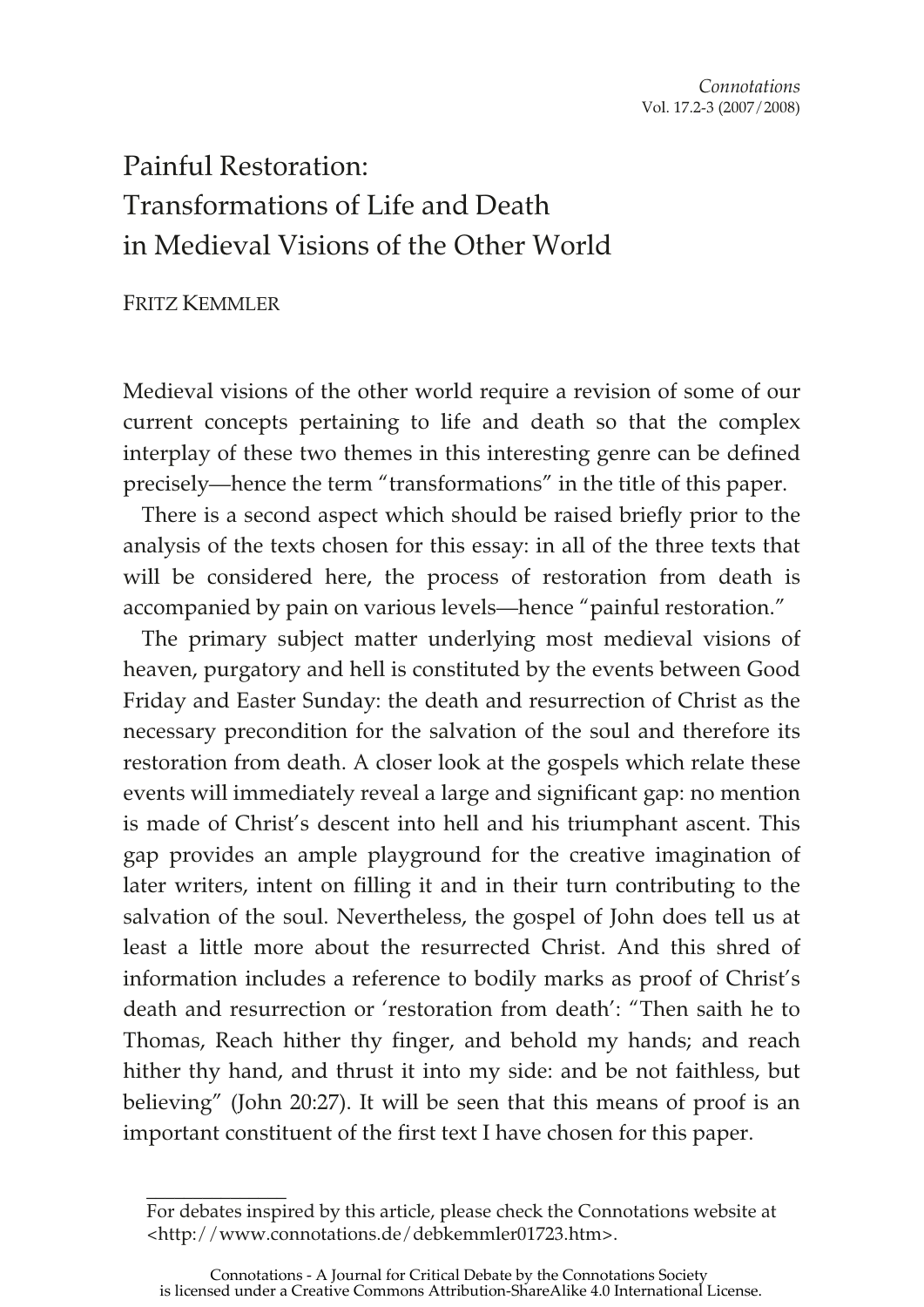# Painful Restoration: Transformations of Life and Death in Medieval Visions of the Other World

FRITZ KEMMLER

Medieval visions of the other world require a revision of some of our current concepts pertaining to life and death so that the complex interplay of these two themes in this interesting genre can be defined precisely—hence the term "transformations" in the title of this paper.

There is a second aspect which should be raised briefly prior to the analysis of the texts chosen for this essay: in all of the three texts that will be considered here, the process of restoration from death is accompanied by pain on various levels—hence "painful restoration."

The primary subject matter underlying most medieval visions of heaven, purgatory and hell is constituted by the events between Good Friday and Easter Sunday: the death and resurrection of Christ as the necessary precondition for the salvation of the soul and therefore its restoration from death. A closer look at the gospels which relate these events will immediately reveal a large and significant gap: no mention is made of Christ's descent into hell and his triumphant ascent. This gap provides an ample playground for the creative imagination of later writers, intent on filling it and in their turn contributing to the salvation of the soul. Nevertheless, the gospel of John does tell us at least a little more about the resurrected Christ. And this shred of information includes a reference to bodily marks as proof of Christ's death and resurrection or 'restoration from death': "Then saith he to Thomas, Reach hither thy finger, and behold my hands; and reach hither thy hand, and thrust it into my side: and be not faithless, but believing" (John 20:27). It will be seen that this means of proof is an important constituent of the first text I have chosen for this paper.

---

For debates inspired by this article, please check the Connotations website at <http://www.connotations.de/debkemmler01723.htm>.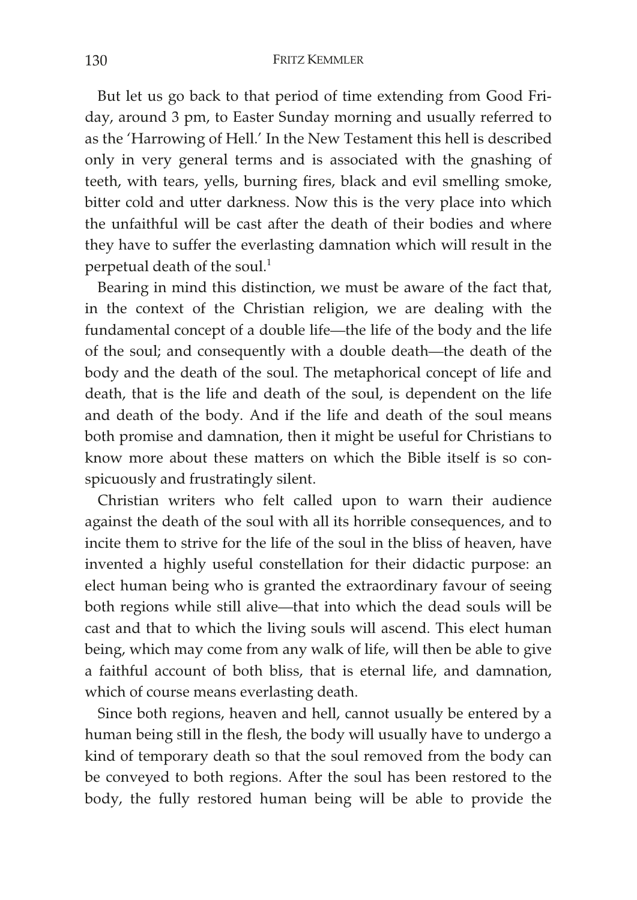But let us go back to that period of time extending from Good Friday, around 3 pm, to Easter Sunday morning and usually referred to as the 'Harrowing of Hell.' In the New Testament this hell is described only in very general terms and is associated with the gnashing of teeth, with tears, yells, burning fires, black and evil smelling smoke, bitter cold and utter darkness. Now this is the very place into which the unfaithful will be cast after the death of their bodies and where they have to suffer the everlasting damnation which will result in the perpetual death of the soul.[1]

Bearing in mind this distinction, we must be aware of the fact that, in the context of the Christian religion, we are dealing with the fundamental concept of a double life—the life of the body and the life of the soul; and consequently with a double death—the death of the body and the death of the soul. The metaphorical concept of life and death, that is the life and death of the soul, is dependent on the life and death of the body. And if the life and death of the soul means both promise and damnation, then it might be useful for Christians to know more about these matters on which the Bible itself is so conspicuously and frustratingly silent.

Christian writers who felt called upon to warn their audience against the death of the soul with all its horrible consequences, and to incite them to strive for the life of the soul in the bliss of heaven, have invented a highly useful constellation for their didactic purpose: an elect human being who is granted the extraordinary favour of seeing both regions while still alive—that into which the dead souls will be cast and that to which the living souls will ascend. This elect human being, which may come from any walk of life, will then be able to give a faithful account of both bliss, that is eternal life, and damnation, which of course means everlasting death.

Since both regions, heaven and hell, cannot usually be entered by a human being still in the flesh, the body will usually have to undergo a kind of temporary death so that the soul removed from the body can be conveyed to both regions. After the soul has been restored to the body, the fully restored human being will be able to provide the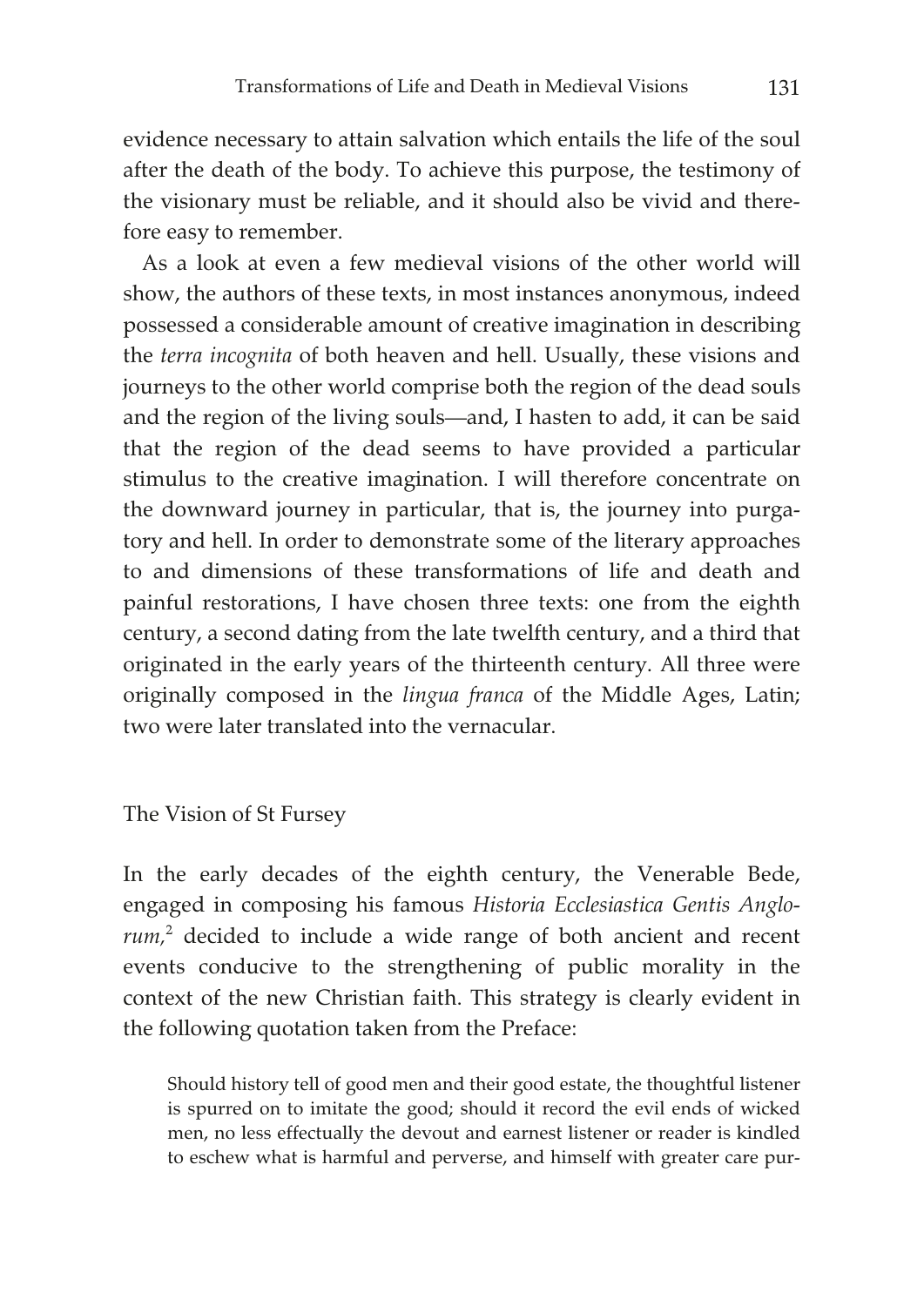evidence necessary to attain salvation which entails the life of the soul after the death of the body. To achieve this purpose, the testimony of the visionary must be reliable, and it should also be vivid and therefore easy to remember.

As a look at even a few medieval visions of the other world will show, the authors of these texts, in most instances anonymous, indeed possessed a considerable amount of creative imagination in describing the *terra incognita* of both heaven and hell. Usually, these visions and journeys to the other world comprise both the region of the dead souls and the region of the living souls—and, I hasten to add, it can be said that the region of the dead seems to have provided a particular stimulus to the creative imagination. I will therefore concentrate on the downward journey in particular, that is, the journey into purgatory and hell. In order to demonstrate some of the literary approaches to and dimensions of these transformations of life and death and painful restorations, I have chosen three texts: one from the eighth century, a second dating from the late twelfth century, and a third that originated in the early years of the thirteenth century. All three were originally composed in the *lingua franca* of the Middle Ages, Latin; two were later translated into the vernacular.

## The Vision of St Fursey

In the early decades of the eighth century, the Venerable Bede, engaged in composing his famous *Historia Ecclesiastica Gentis Anglorum*,[2] decided to include a wide range of both ancient and recent events conducive to the strengthening of public morality in the context of the new Christian faith. This strategy is clearly evident in the following quotation taken from the Preface:

> Should history tell of good men and their good estate, the thoughtful listener is spurred on to imitate the good; should it record the evil ends of wicked men, no less effectually the devout and earnest listener or reader is kindled to eschew what is harmful and perverse, and himself with greater care pur-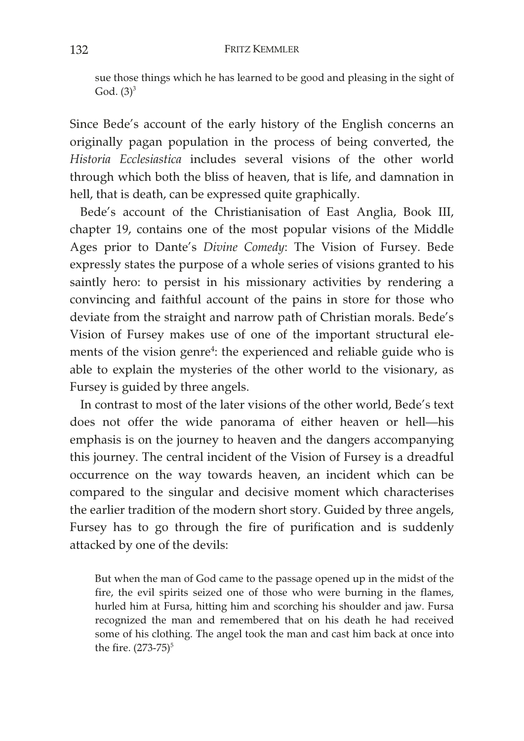sue those things which he has learned to be good and pleasing in the sight of God. (3)[3]

Since Bede's account of the early history of the English concerns an originally pagan population in the process of being converted, the *Historia Ecclesiastica* includes several visions of the other world through which both the bliss of heaven, that is life, and damnation in hell, that is death, can be expressed quite graphically.

Bede's account of the Christianisation of East Anglia, Book III, chapter 19, contains one of the most popular visions of the Middle Ages prior to Dante's *Divine Comedy*: The Vision of Fursey. Bede expressly states the purpose of a whole series of visions granted to his saintly hero: to persist in his missionary activities by rendering a convincing and faithful account of the pains in store for those who deviate from the straight and narrow path of Christian morals. Bede's Vision of Fursey makes use of one of the important structural elements of the vision genre[4]: the experienced and reliable guide who is able to explain the mysteries of the other world to the visionary, as Fursey is guided by three angels.

In contrast to most of the later visions of the other world, Bede's text does not offer the wide panorama of either heaven or hell—his emphasis is on the journey to heaven and the dangers accompanying this journey. The central incident of the Vision of Fursey is a dreadful occurrence on the way towards heaven, an incident which can be compared to the singular and decisive moment which characterises the earlier tradition of the modern short story. Guided by three angels, Fursey has to go through the fire of purification and is suddenly attacked by one of the devils:

> But when the man of God came to the passage opened up in the midst of the fire, the evil spirits seized one of those who were burning in the flames, hurled him at Fursa, hitting him and scorching his shoulder and jaw. Fursa recognized the man and remembered that on his death he had received some of his clothing. The angel took the man and cast him back at once into the fire. (273-75)[5]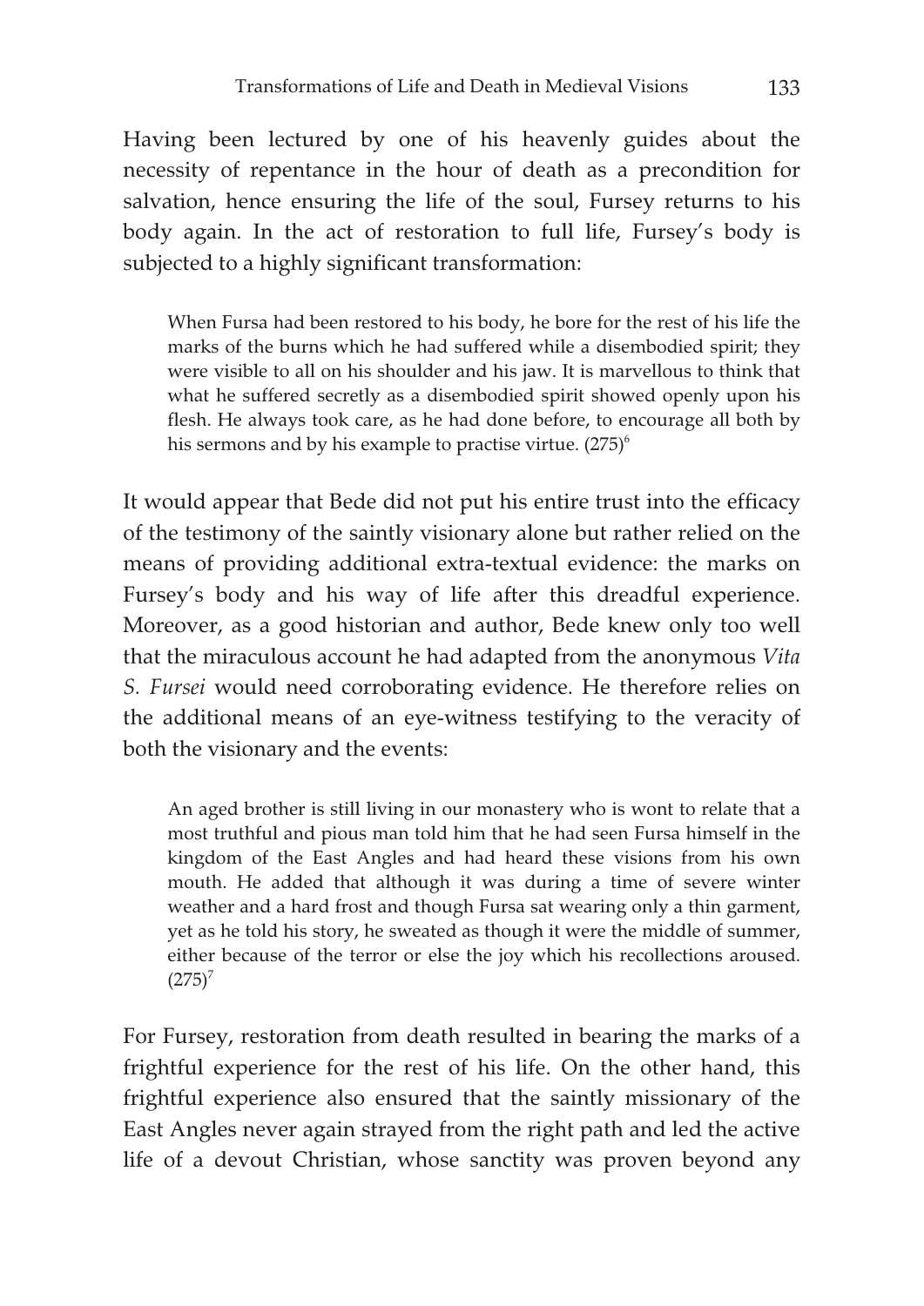Having been lectured by one of his heavenly guides about the necessity of repentance in the hour of death as a precondition for salvation, hence ensuring the life of the soul, Fursey returns to his body again. In the act of restoration to full life, Fursey's body is subjected to a highly significant transformation:

> When Fursa had been restored to his body, he bore for the rest of his life the marks of the burns which he had suffered while a disembodied spirit; they were visible to all on his shoulder and his jaw. It is marvellous to think that what he suffered secretly as a disembodied spirit showed openly upon his flesh. He always took care, as he had done before, to encourage all both by his sermons and by his example to practise virtue. (275)[6]

It would appear that Bede did not put his entire trust into the efficacy of the testimony of the saintly visionary alone but rather relied on the means of providing additional extra-textual evidence: the marks on Fursey's body and his way of life after this dreadful experience. Moreover, as a good historian and author, Bede knew only too well that the miraculous account he had adapted from the anonymous *Vita S. Fursei* would need corroborating evidence. He therefore relies on the additional means of an eye-witness testifying to the veracity of both the visionary and the events:

> An aged brother is still living in our monastery who is wont to relate that a most truthful and pious man told him that he had seen Fursa himself in the kingdom of the East Angles and had heard these visions from his own mouth. He added that although it was during a time of severe winter weather and a hard frost and though Fursa sat wearing only a thin garment, yet as he told his story, he sweated as though it were the middle of summer, either because of the terror or else the joy which his recollections aroused. (275)[7]

For Fursey, restoration from death resulted in bearing the marks of a frightful experience for the rest of his life. On the other hand, this frightful experience also ensured that the saintly missionary of the East Angles never again strayed from the right path and led the active life of a devout Christian, whose sanctity was proven beyond any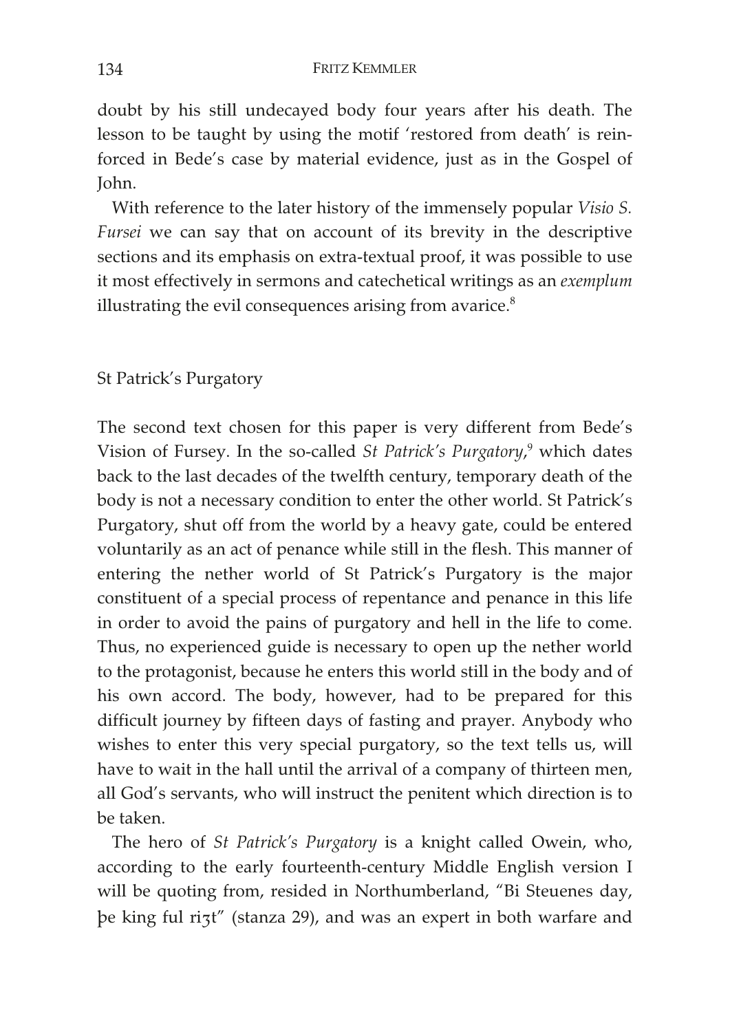doubt by his still undecayed body four years after his death. The lesson to be taught by using the motif 'restored from death' is reinforced in Bede's case by material evidence, just as in the Gospel of John.

With reference to the later history of the immensely popular *Visio S. Fursei* we can say that on account of its brevity in the descriptive sections and its emphasis on extra-textual proof, it was possible to use it most effectively in sermons and catechetical writings as an *exemplum* illustrating the evil consequences arising from avarice.[8]

## St Patrick's Purgatory

The second text chosen for this paper is very different from Bede's Vision of Fursey. In the so-called *St Patrick's Purgatory*,[9] which dates back to the last decades of the twelfth century, temporary death of the body is not a necessary condition to enter the other world. St Patrick's Purgatory, shut off from the world by a heavy gate, could be entered voluntarily as an act of penance while still in the flesh. This manner of entering the nether world of St Patrick's Purgatory is the major constituent of a special process of repentance and penance in this life in order to avoid the pains of purgatory and hell in the life to come. Thus, no experienced guide is necessary to open up the nether world to the protagonist, because he enters this world still in the body and of his own accord. The body, however, had to be prepared for this difficult journey by fifteen days of fasting and prayer. Anybody who wishes to enter this very special purgatory, so the text tells us, will have to wait in the hall until the arrival of a company of thirteen men, all God's servants, who will instruct the penitent which direction is to be taken.

The hero of *St Patrick's Purgatory* is a knight called Owein, who, according to the early fourteenth-century Middle English version I will be quoting from, resided in Northumberland, "Bi Steuenes day, þe king ful riȝt" (stanza 29), and was an expert in both warfare and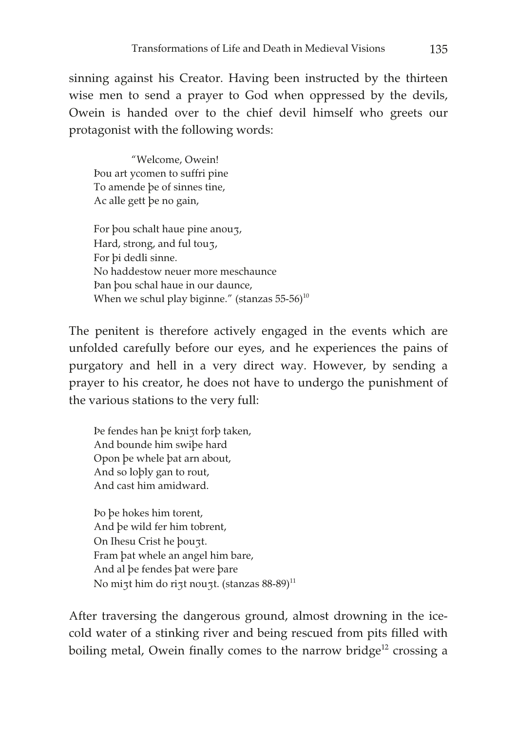sinning against his Creator. Having been instructed by the thirteen wise men to send a prayer to God when oppressed by the devils, Owein is handed over to the chief devil himself who greets our protagonist with the following words:

> "Welcome, Owein!
> Þou art ycomen to suffri pine
> To amende þe of sinnes tine,
> Ac alle gett þe no gain,
>
> For þou schalt haue pine anouȝ,
> Hard, strong, and ful touȝ,
> For þi dedli sinne.
> No haddestow neuer more meschaunce
> Þan þou schal haue in our daunce,
> When we schul play biginne." (stanzas 55-56)[10]

The penitent is therefore actively engaged in the events which are unfolded carefully before our eyes, and he experiences the pains of purgatory and hell in a very direct way. However, by sending a prayer to his creator, he does not have to undergo the punishment of the various stations to the very full:

> Þe fendes han þe kniȝt forþ taken,
> And bounde him swiþe hard
> Opon þe whele þat arn about,
> And so loþly gan to rout,
> And cast him amidward.
>
> Þo þe hokes him torent,
> And þe wild fer him tobrent,
> On Ihesu Crist he þouȝt.
> Fram þat whele an angel him bare,
> And al þe fendes þat were þare
> No miȝt him do riȝt nouȝt. (stanzas 88-89)[11]

After traversing the dangerous ground, almost drowning in the ice-cold water of a stinking river and being rescued from pits filled with boiling metal, Owein finally comes to the narrow bridge[12] crossing a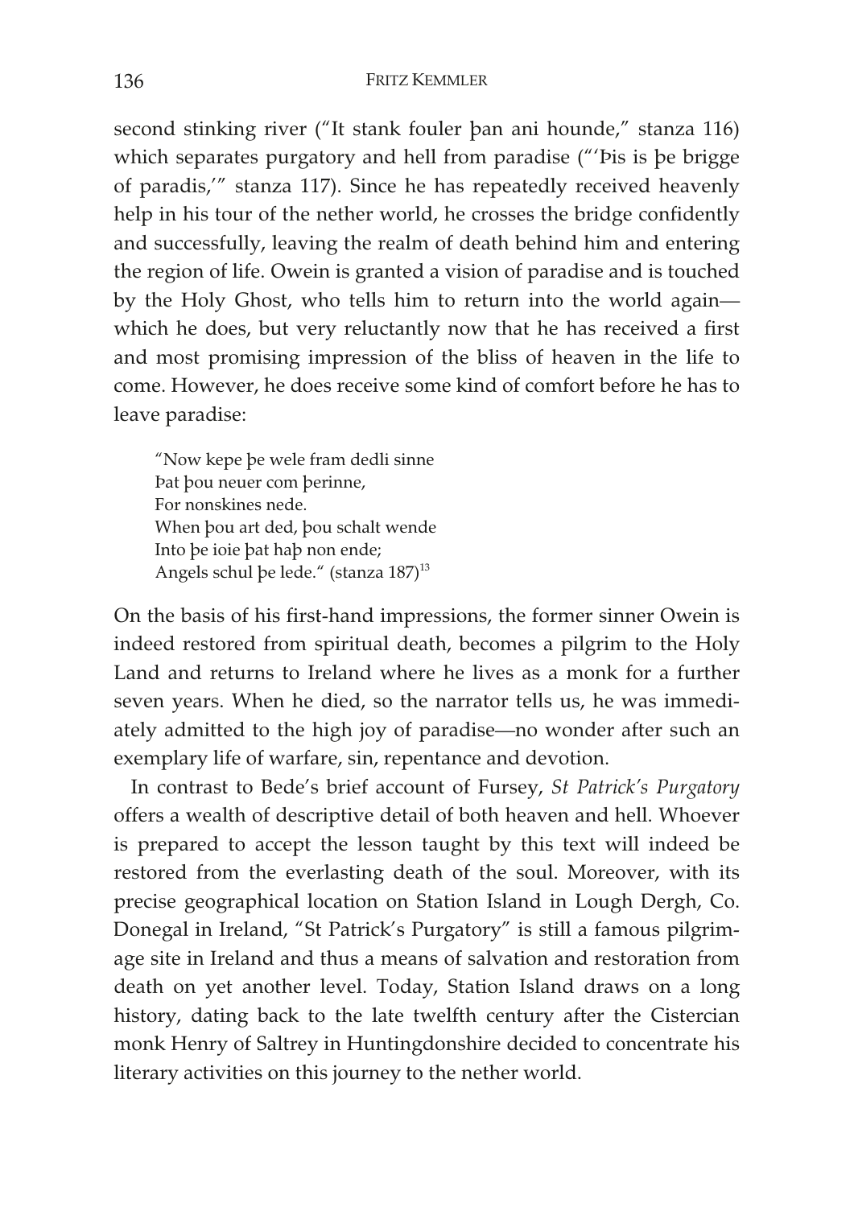second stinking river ("It stank fouler þan ani hounde," stanza 116) which separates purgatory and hell from paradise ("'Þis is þe brigge of paradis,'" stanza 117). Since he has repeatedly received heavenly help in his tour of the nether world, he crosses the bridge confidently and successfully, leaving the realm of death behind him and entering the region of life. Owein is granted a vision of paradise and is touched by the Holy Ghost, who tells him to return into the world again—which he does, but very reluctantly now that he has received a first and most promising impression of the bliss of heaven in the life to come. However, he does receive some kind of comfort before he has to leave paradise:

> "Now kepe þe wele fram dedli sinne
> Þat þou neuer com þerinne,
> For nonskines nede.
> When þou art ded, þou schalt wende
> Into þe ioie þat haþ non ende;
> Angels schul þe lede." (stanza 187)[13]

On the basis of his first-hand impressions, the former sinner Owein is indeed restored from spiritual death, becomes a pilgrim to the Holy Land and returns to Ireland where he lives as a monk for a further seven years. When he died, so the narrator tells us, he was immediately admitted to the high joy of paradise—no wonder after such an exemplary life of warfare, sin, repentance and devotion.

In contrast to Bede's brief account of Fursey, *St Patrick's Purgatory* offers a wealth of descriptive detail of both heaven and hell. Whoever is prepared to accept the lesson taught by this text will indeed be restored from the everlasting death of the soul. Moreover, with its precise geographical location on Station Island in Lough Dergh, Co. Donegal in Ireland, "St Patrick's Purgatory" is still a famous pilgrimage site in Ireland and thus a means of salvation and restoration from death on yet another level. Today, Station Island draws on a long history, dating back to the late twelfth century after the Cistercian monk Henry of Saltrey in Huntingdonshire decided to concentrate his literary activities on this journey to the nether world.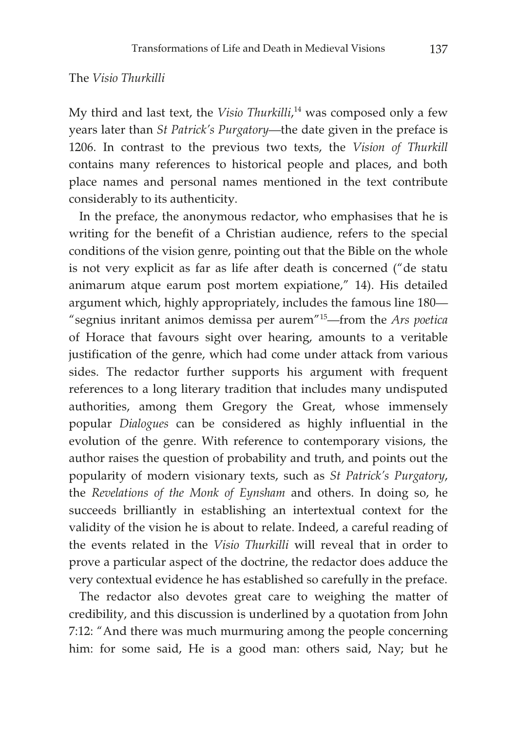## The *Visio Thurkilli*

My third and last text, the *Visio Thurkilli*,[14] was composed only a few years later than *St Patrick's Purgatory*—the date given in the preface is 1206. In contrast to the previous two texts, the *Vision of Thurkill* contains many references to historical people and places, and both place names and personal names mentioned in the text contribute considerably to its authenticity.

In the preface, the anonymous redactor, who emphasises that he is writing for the benefit of a Christian audience, refers to the special conditions of the vision genre, pointing out that the Bible on the whole is not very explicit as far as life after death is concerned ("de statu animarum atque earum post mortem expiatione," 14). His detailed argument which, highly appropriately, includes the famous line 180—"segnius inritant animos demissa per aurem"[15]—from the *Ars poetica* of Horace that favours sight over hearing, amounts to a veritable justification of the genre, which had come under attack from various sides. The redactor further supports his argument with frequent references to a long literary tradition that includes many undisputed authorities, among them Gregory the Great, whose immensely popular *Dialogues* can be considered as highly influential in the evolution of the genre. With reference to contemporary visions, the author raises the question of probability and truth, and points out the popularity of modern visionary texts, such as *St Patrick's Purgatory*, the *Revelations of the Monk of Eynsham* and others. In doing so, he succeeds brilliantly in establishing an intertextual context for the validity of the vision he is about to relate. Indeed, a careful reading of the events related in the *Visio Thurkilli* will reveal that in order to prove a particular aspect of the doctrine, the redactor does adduce the very contextual evidence he has established so carefully in the preface.

The redactor also devotes great care to weighing the matter of credibility, and this discussion is underlined by a quotation from John 7:12: "And there was much murmuring among the people concerning him: for some said, He is a good man: others said, Nay; but he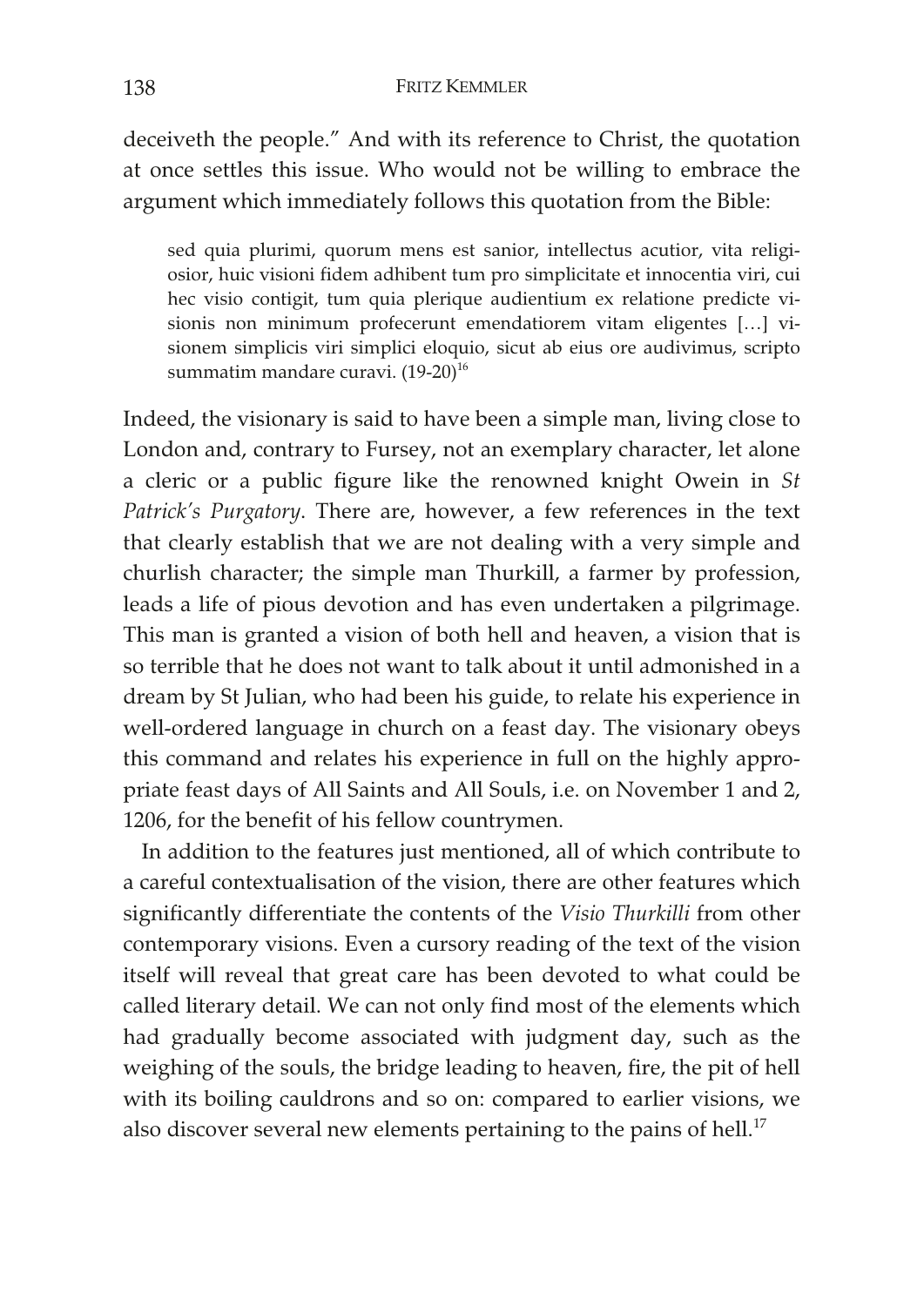deceiveth the people." And with its reference to Christ, the quotation at once settles this issue. Who would not be willing to embrace the argument which immediately follows this quotation from the Bible:

> sed quia plurimi, quorum mens est sanior, intellectus acutior, vita religiosior, huic visioni fidem adhibent tum pro simplicitate et innocentia viri, cui hec visio contigit, tum quia plerique audientium ex relatione predicte visionis non minimum profecerunt emendatiorem vitam eligentes […] visionem simplicis viri simplici eloquio, sicut ab eius ore audivimus, scripto summatim mandare curavi. (19-20)[16]

Indeed, the visionary is said to have been a simple man, living close to London and, contrary to Fursey, not an exemplary character, let alone a cleric or a public figure like the renowned knight Owein in *St Patrick's Purgatory*. There are, however, a few references in the text that clearly establish that we are not dealing with a very simple and churlish character; the simple man Thurkill, a farmer by profession, leads a life of pious devotion and has even undertaken a pilgrimage. This man is granted a vision of both hell and heaven, a vision that is so terrible that he does not want to talk about it until admonished in a dream by St Julian, who had been his guide, to relate his experience in well-ordered language in church on a feast day. The visionary obeys this command and relates his experience in full on the highly appropriate feast days of All Saints and All Souls, i.e. on November 1 and 2, 1206, for the benefit of his fellow countrymen.

In addition to the features just mentioned, all of which contribute to a careful contextualisation of the vision, there are other features which significantly differentiate the contents of the *Visio Thurkilli* from other contemporary visions. Even a cursory reading of the text of the vision itself will reveal that great care has been devoted to what could be called literary detail. We can not only find most of the elements which had gradually become associated with judgment day, such as the weighing of the souls, the bridge leading to heaven, fire, the pit of hell with its boiling cauldrons and so on: compared to earlier visions, we also discover several new elements pertaining to the pains of hell.[17]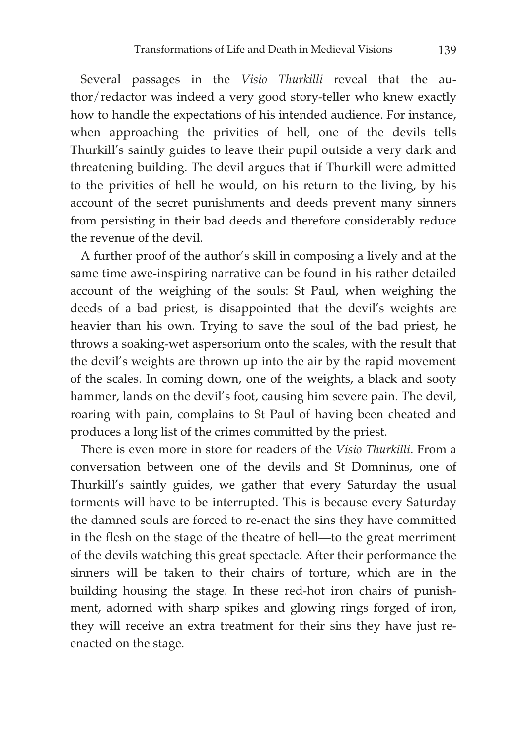Several passages in the *Visio Thurkilli* reveal that the author/redactor was indeed a very good story-teller who knew exactly how to handle the expectations of his intended audience. For instance, when approaching the privities of hell, one of the devils tells Thurkill's saintly guides to leave their pupil outside a very dark and threatening building. The devil argues that if Thurkill were admitted to the privities of hell he would, on his return to the living, by his account of the secret punishments and deeds prevent many sinners from persisting in their bad deeds and therefore considerably reduce the revenue of the devil.

A further proof of the author's skill in composing a lively and at the same time awe-inspiring narrative can be found in his rather detailed account of the weighing of the souls: St Paul, when weighing the deeds of a bad priest, is disappointed that the devil's weights are heavier than his own. Trying to save the soul of the bad priest, he throws a soaking-wet aspersorium onto the scales, with the result that the devil's weights are thrown up into the air by the rapid movement of the scales. In coming down, one of the weights, a black and sooty hammer, lands on the devil's foot, causing him severe pain. The devil, roaring with pain, complains to St Paul of having been cheated and produces a long list of the crimes committed by the priest.

There is even more in store for readers of the *Visio Thurkilli*. From a conversation between one of the devils and St Domninus, one of Thurkill's saintly guides, we gather that every Saturday the usual torments will have to be interrupted. This is because every Saturday the damned souls are forced to re-enact the sins they have committed in the flesh on the stage of the theatre of hell—to the great merriment of the devils watching this great spectacle. After their performance the sinners will be taken to their chairs of torture, which are in the building housing the stage. In these red-hot iron chairs of punishment, adorned with sharp spikes and glowing rings forged of iron, they will receive an extra treatment for their sins they have just re-enacted on the stage.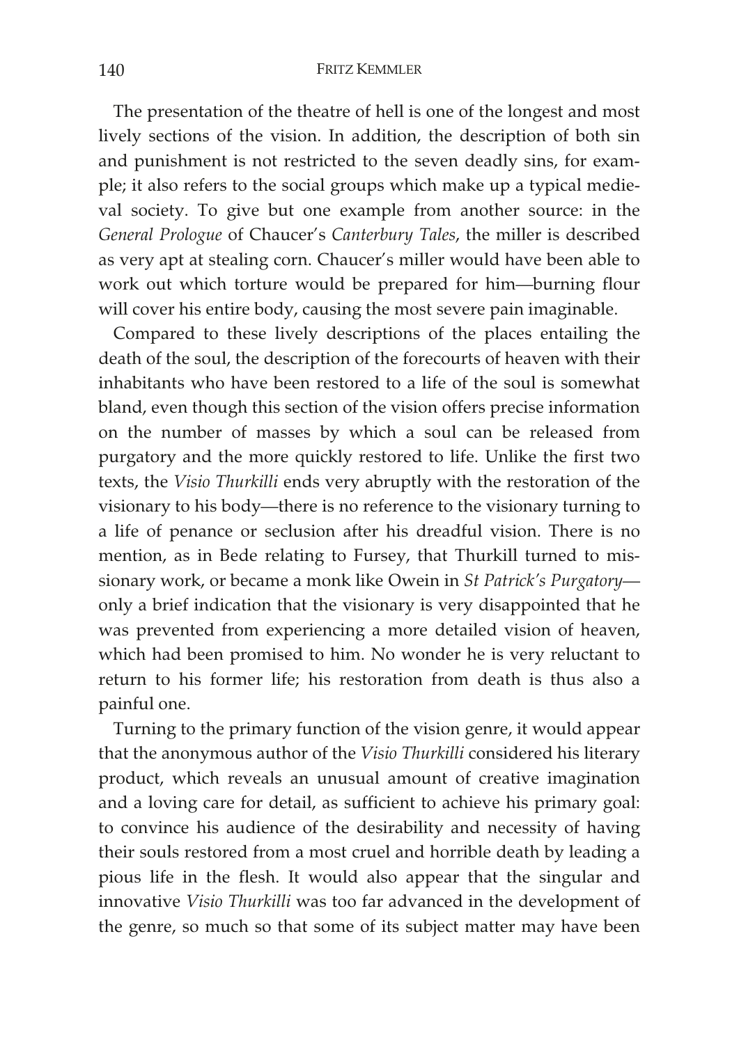The presentation of the theatre of hell is one of the longest and most lively sections of the vision. In addition, the description of both sin and punishment is not restricted to the seven deadly sins, for example; it also refers to the social groups which make up a typical medieval society. To give but one example from another source: in the *General Prologue* of Chaucer's *Canterbury Tales*, the miller is described as very apt at stealing corn. Chaucer's miller would have been able to work out which torture would be prepared for him—burning flour will cover his entire body, causing the most severe pain imaginable.

Compared to these lively descriptions of the places entailing the death of the soul, the description of the forecourts of heaven with their inhabitants who have been restored to a life of the soul is somewhat bland, even though this section of the vision offers precise information on the number of masses by which a soul can be released from purgatory and the more quickly restored to life. Unlike the first two texts, the *Visio Thurkilli* ends very abruptly with the restoration of the visionary to his body—there is no reference to the visionary turning to a life of penance or seclusion after his dreadful vision. There is no mention, as in Bede relating to Fursey, that Thurkill turned to missionary work, or became a monk like Owein in *St Patrick's Purgatory*—only a brief indication that the visionary is very disappointed that he was prevented from experiencing a more detailed vision of heaven, which had been promised to him. No wonder he is very reluctant to return to his former life; his restoration from death is thus also a painful one.

Turning to the primary function of the vision genre, it would appear that the anonymous author of the *Visio Thurkilli* considered his literary product, which reveals an unusual amount of creative imagination and a loving care for detail, as sufficient to achieve his primary goal: to convince his audience of the desirability and necessity of having their souls restored from a most cruel and horrible death by leading a pious life in the flesh. It would also appear that the singular and innovative *Visio Thurkilli* was too far advanced in the development of the genre, so much so that some of its subject matter may have been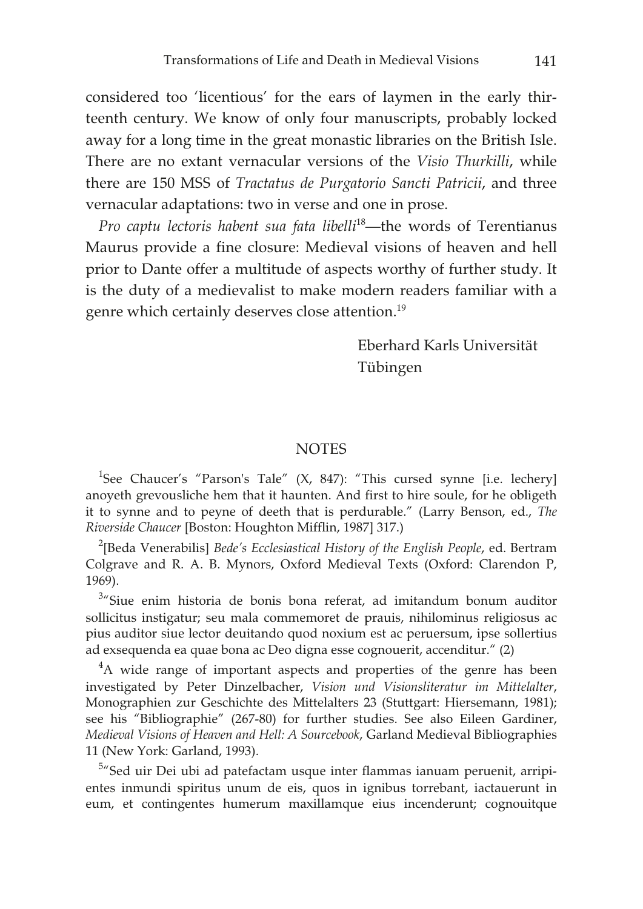considered too 'licentious' for the ears of laymen in the early thirteenth century. We know of only four manuscripts, probably locked away for a long time in the great monastic libraries on the British Isle. There are no extant vernacular versions of the *Visio Thurkilli*, while there are 150 MSS of *Tractatus de Purgatorio Sancti Patricii*, and three vernacular adaptations: two in verse and one in prose.

*Pro captu lectoris habent sua fata libelli*[18]—the words of Terentianus Maurus provide a fine closure: Medieval visions of heaven and hell prior to Dante offer a multitude of aspects worthy of further study. It is the duty of a medievalist to make modern readers familiar with a genre which certainly deserves close attention.[19]

Eberhard Karls Universität
Tübingen

## NOTES

[1]See Chaucer's "Parson's Tale" (X, 847): "This cursed synne [i.e. lechery] anoyeth grevousliche hem that it haunten. And first to hire soule, for he obligeth it to synne and to peyne of deeth that is perdurable." (Larry Benson, ed., *The Riverside Chaucer* [Boston: Houghton Mifflin, 1987] 317.)

[2][Beda Venerabilis] *Bede's Ecclesiastical History of the English People*, ed. Bertram Colgrave and R. A. B. Mynors, Oxford Medieval Texts (Oxford: Clarendon P, 1969).

[3]"Siue enim historia de bonis bona referat, ad imitandum bonum auditor sollicitus instigatur; seu mala commemoret de prauis, nihilominus religiosus ac pius auditor siue lector deuitando quod noxium est ac peruersum, ipse sollertius ad exsequenda ea quae bona ac Deo digna esse cognouerit, accenditur." (2)

[4]A wide range of important aspects and properties of the genre has been investigated by Peter Dinzelbacher, *Vision und Visionsliteratur im Mittelalter*, Monographien zur Geschichte des Mittelalters 23 (Stuttgart: Hiersemann, 1981); see his "Bibliographie" (267-80) for further studies. See also Eileen Gardiner, *Medieval Visions of Heaven and Hell: A Sourcebook*, Garland Medieval Bibliographies 11 (New York: Garland, 1993).

[5]"Sed uir Dei ubi ad patefactam usque inter flammas ianuam peruenit, arripientes inmundi spiritus unum de eis, quos in ignibus torrebant, iactauerunt in eum, et contingentes humerum maxillamque eius incenderunt; cognouitque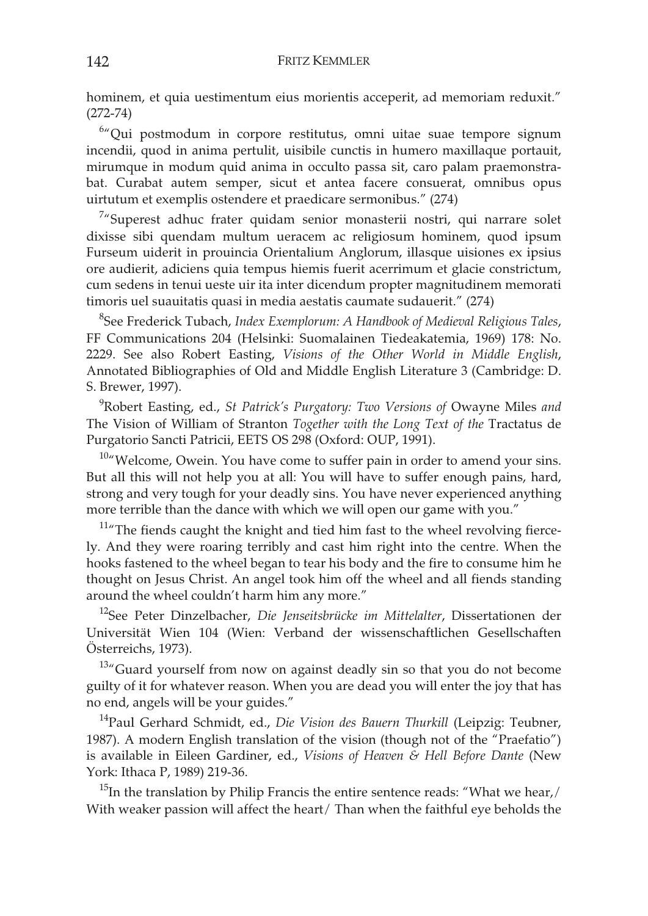hominem, et quia uestimentum eius morientis acceperit, ad memoriam reduxit." (272-74)

[6]"Qui postmodum in corpore restitutus, omni uitae suae tempore signum incendii, quod in anima pertulit, uisibile cunctis in humero maxillaque portauit, mirumque in modum quid anima in occulto passa sit, caro palam praemonstrabat. Curabat autem semper, sicut et antea facere consuerat, omnibus opus uirtutum et exemplis ostendere et praedicare sermonibus." (274)

[7]"Superest adhuc frater quidam senior monasterii nostri, qui narrare solet dixisse sibi quendam multum ueracem ac religiosum hominem, quod ipsum Furseum uiderit in prouincia Orientalium Anglorum, illasque uisiones ex ipsius ore audierit, adiciens quia tempus hiemis fuerit acerrimum et glacie constrictum, cum sedens in tenui ueste uir ita inter dicendum propter magnitudinem memorati timoris uel suauitatis quasi in media aestatis caumate sudauerit." (274)

[8]See Frederick Tubach, *Index Exemplorum: A Handbook of Medieval Religious Tales*, FF Communications 204 (Helsinki: Suomalainen Tiedeakatemia, 1969) 178: No. 2229. See also Robert Easting, *Visions of the Other World in Middle English*, Annotated Bibliographies of Old and Middle English Literature 3 (Cambridge: D. S. Brewer, 1997).

[9]Robert Easting, ed., *St Patrick's Purgatory: Two Versions of* Owayne Miles *and* The Vision of William of Stranton *Together with the Long Text of the* Tractatus de Purgatorio Sancti Patricii, EETS OS 298 (Oxford: OUP, 1991).

[10]"Welcome, Owein. You have come to suffer pain in order to amend your sins. But all this will not help you at all: You will have to suffer enough pains, hard, strong and very tough for your deadly sins. You have never experienced anything more terrible than the dance with which we will open our game with you."

[11]"The fiends caught the knight and tied him fast to the wheel revolving fiercely. And they were roaring terribly and cast him right into the centre. When the hooks fastened to the wheel began to tear his body and the fire to consume him he thought on Jesus Christ. An angel took him off the wheel and all fiends standing around the wheel couldn't harm him any more."

[12]See Peter Dinzelbacher, *Die Jenseitsbrücke im Mittelalter*, Dissertationen der Universität Wien 104 (Wien: Verband der wissenschaftlichen Gesellschaften Österreichs, 1973).

[13]"Guard yourself from now on against deadly sin so that you do not become guilty of it for whatever reason. When you are dead you will enter the joy that has no end, angels will be your guides."

[14]Paul Gerhard Schmidt, ed., *Die Vision des Bauern Thurkill* (Leipzig: Teubner, 1987). A modern English translation of the vision (though not of the "Praefatio") is available in Eileen Gardiner, ed., *Visions of Heaven & Hell Before Dante* (New York: Ithaca P, 1989) 219-36.

[15]In the translation by Philip Francis the entire sentence reads: "What we hear,/ With weaker passion will affect the heart/ Than when the faithful eye beholds the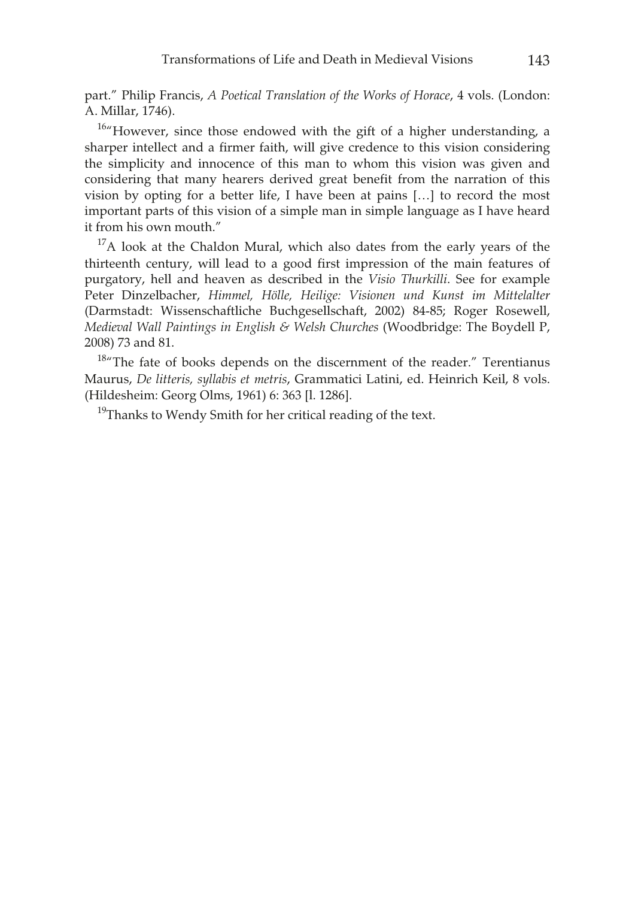part." Philip Francis, *A Poetical Translation of the Works of Horace*, 4 vols. (London: A. Millar, 1746).

[16]"However, since those endowed with the gift of a higher understanding, a sharper intellect and a firmer faith, will give credence to this vision considering the simplicity and innocence of this man to whom this vision was given and considering that many hearers derived great benefit from the narration of this vision by opting for a better life, I have been at pains […] to record the most important parts of this vision of a simple man in simple language as I have heard it from his own mouth."

[17]A look at the Chaldon Mural, which also dates from the early years of the thirteenth century, will lead to a good first impression of the main features of purgatory, hell and heaven as described in the *Visio Thurkilli*. See for example Peter Dinzelbacher, *Himmel, Hölle, Heilige: Visionen und Kunst im Mittelalter* (Darmstadt: Wissenschaftliche Buchgesellschaft, 2002) 84-85; Roger Rosewell, *Medieval Wall Paintings in English & Welsh Churches* (Woodbridge: The Boydell P, 2008) 73 and 81.

[18]"The fate of books depends on the discernment of the reader." Terentianus Maurus, *De litteris, syllabis et metris*, Grammatici Latini, ed. Heinrich Keil, 8 vols. (Hildesheim: Georg Olms, 1961) 6: 363 [l. 1286].

[19]Thanks to Wendy Smith for her critical reading of the text.